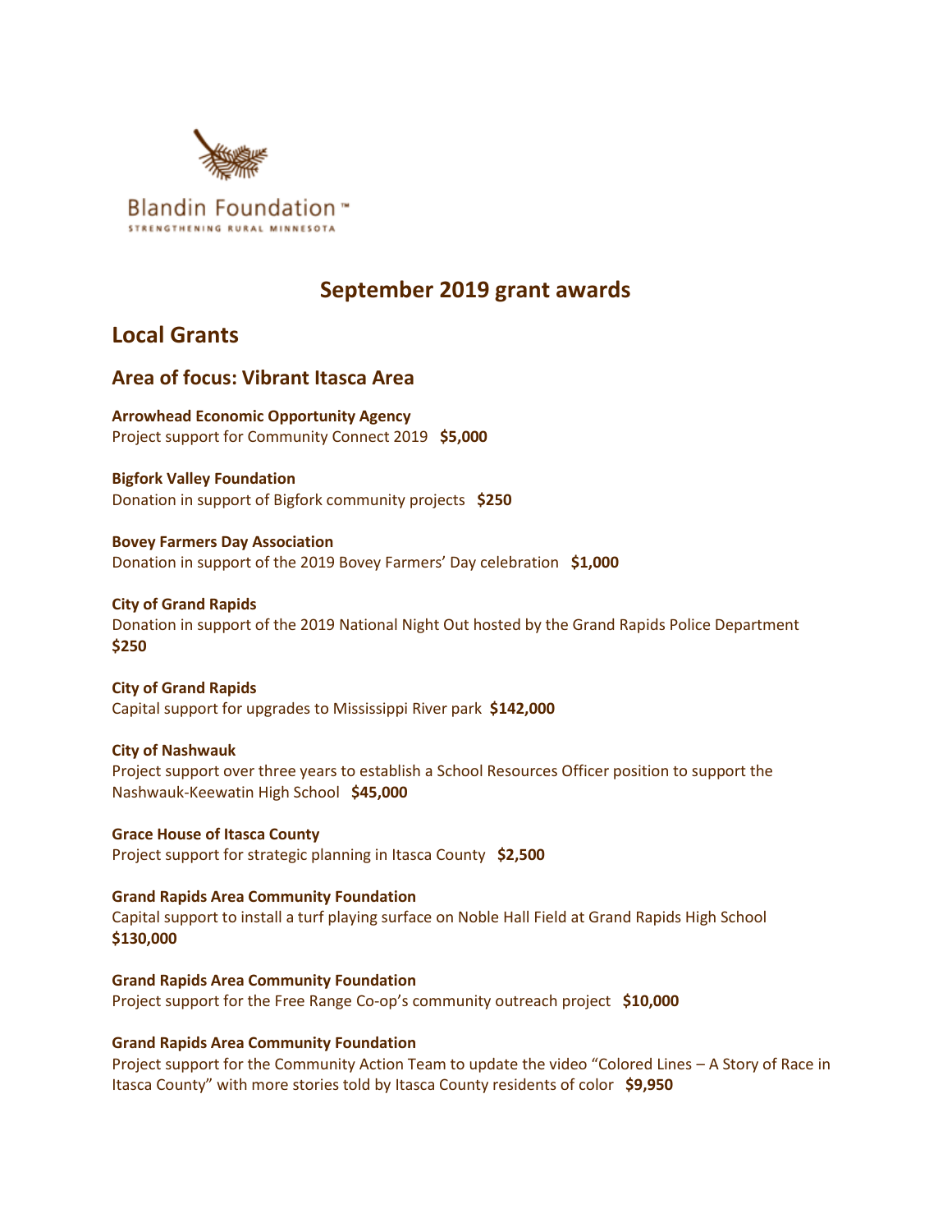Blandin Foundation™
STRENGTHENING RURAL MINNESOTA

# September 2019 grant awards

## Local Grants

### Area of focus: Vibrant Itasca Area

**Arrowhead Economic Opportunity Agency**
Project support for Community Connect 2019 **$5,000**

**Bigfork Valley Foundation**
Donation in support of Bigfork community projects **$250**

**Bovey Farmers Day Association**
Donation in support of the 2019 Bovey Farmers' Day celebration **$1,000**

**City of Grand Rapids**
Donation in support of the 2019 National Night Out hosted by the Grand Rapids Police Department **$250**

**City of Grand Rapids**
Capital support for upgrades to Mississippi River park **$142,000**

**City of Nashwauk**
Project support over three years to establish a School Resources Officer position to support the Nashwauk-Keewatin High School **$45,000**

**Grace House of Itasca County**
Project support for strategic planning in Itasca County **$2,500**

**Grand Rapids Area Community Foundation**
Capital support to install a turf playing surface on Noble Hall Field at Grand Rapids High School **$130,000**

**Grand Rapids Area Community Foundation**
Project support for the Free Range Co-op's community outreach project **$10,000**

**Grand Rapids Area Community Foundation**
Project support for the Community Action Team to update the video "Colored Lines – A Story of Race in Itasca County" with more stories told by Itasca County residents of color **$9,950**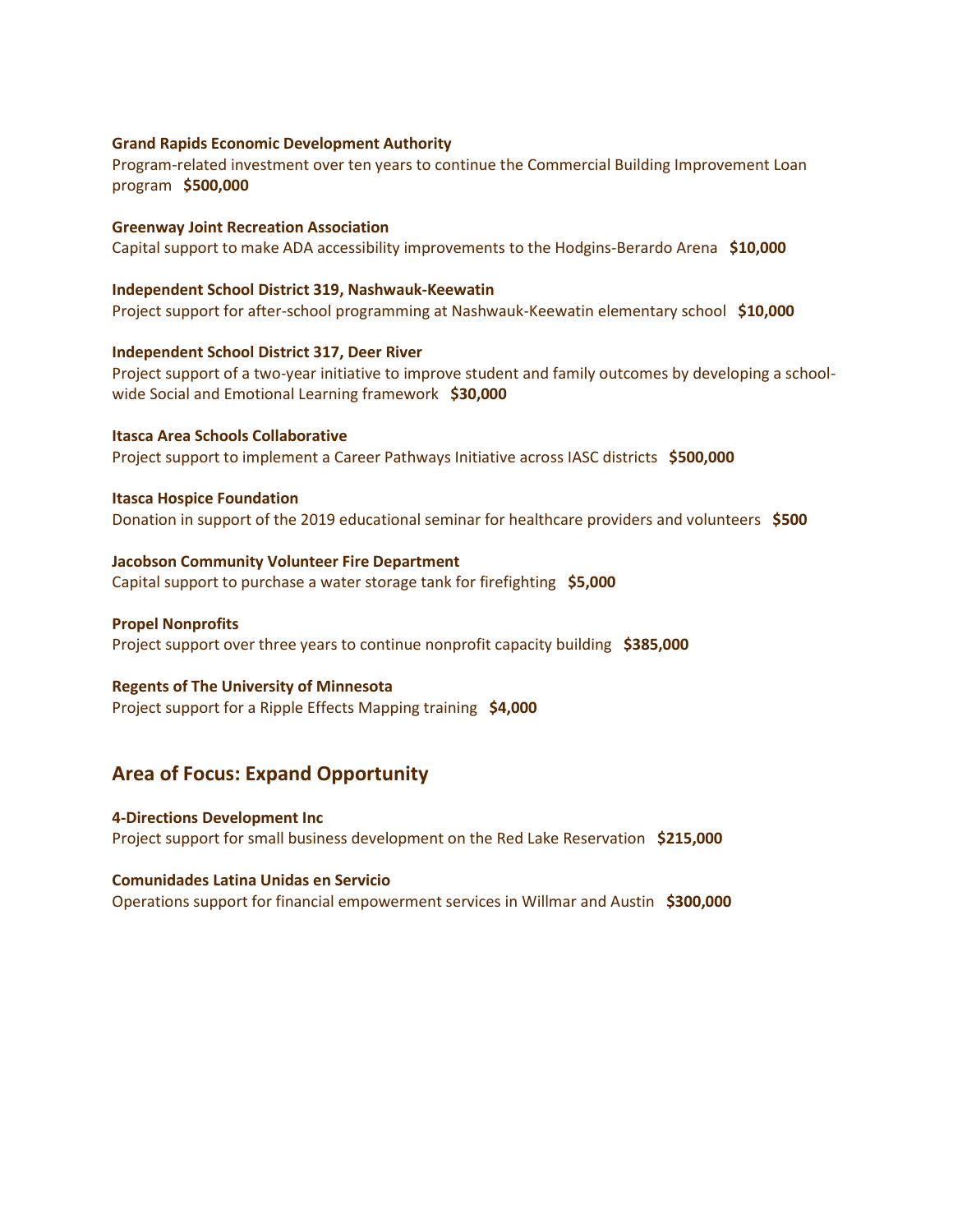**Grand Rapids Economic Development Authority**
Program-related investment over ten years to continue the Commercial Building Improvement Loan program **$500,000**

**Greenway Joint Recreation Association**
Capital support to make ADA accessibility improvements to the Hodgins-Berardo Arena **$10,000**

**Independent School District 319, Nashwauk-Keewatin**
Project support for after-school programming at Nashwauk-Keewatin elementary school **$10,000**

**Independent School District 317, Deer River**
Project support of a two-year initiative to improve student and family outcomes by developing a school-wide Social and Emotional Learning framework **$30,000**

**Itasca Area Schools Collaborative**
Project support to implement a Career Pathways Initiative across IASC districts **$500,000**

**Itasca Hospice Foundation**
Donation in support of the 2019 educational seminar for healthcare providers and volunteers **$500**

**Jacobson Community Volunteer Fire Department**
Capital support to purchase a water storage tank for firefighting **$5,000**

**Propel Nonprofits**
Project support over three years to continue nonprofit capacity building **$385,000**

**Regents of The University of Minnesota**
Project support for a Ripple Effects Mapping training **$4,000**

## Area of Focus: Expand Opportunity

**4-Directions Development Inc**
Project support for small business development on the Red Lake Reservation **$215,000**

**Comunidades Latina Unidas en Servicio**
Operations support for financial empowerment services in Willmar and Austin **$300,000**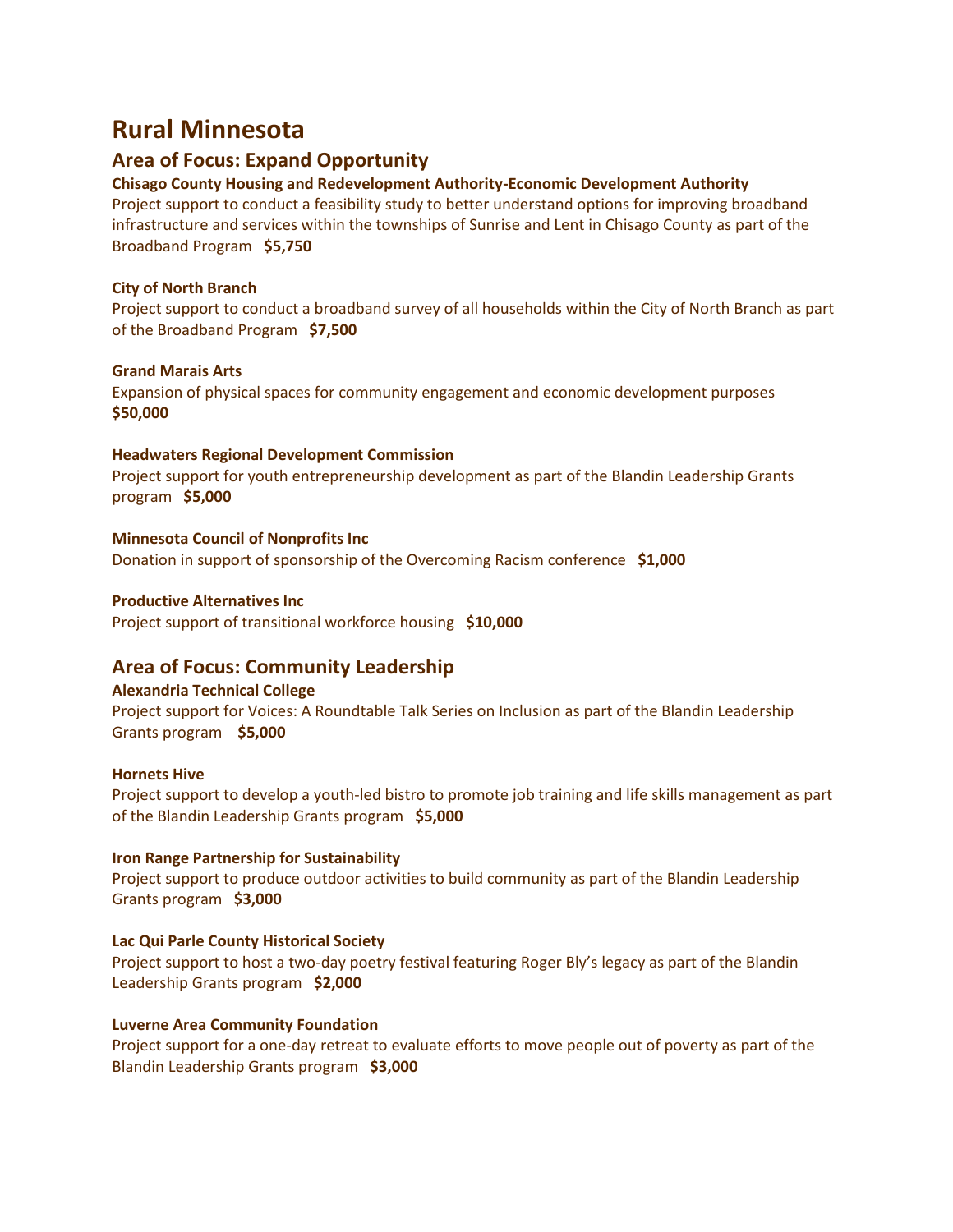# Rural Minnesota

## Area of Focus: Expand Opportunity

**Chisago County Housing and Redevelopment Authority-Economic Development Authority**
Project support to conduct a feasibility study to better understand options for improving broadband infrastructure and services within the townships of Sunrise and Lent in Chisago County as part of the Broadband Program **$5,750**

**City of North Branch**
Project support to conduct a broadband survey of all households within the City of North Branch as part of the Broadband Program **$7,500**

**Grand Marais Arts**
Expansion of physical spaces for community engagement and economic development purposes **$50,000**

**Headwaters Regional Development Commission**
Project support for youth entrepreneurship development as part of the Blandin Leadership Grants program **$5,000**

**Minnesota Council of Nonprofits Inc**
Donation in support of sponsorship of the Overcoming Racism conference **$1,000**

**Productive Alternatives Inc**
Project support of transitional workforce housing **$10,000**

## Area of Focus: Community Leadership

**Alexandria Technical College**
Project support for Voices: A Roundtable Talk Series on Inclusion as part of the Blandin Leadership Grants program **$5,000**

**Hornets Hive**
Project support to develop a youth-led bistro to promote job training and life skills management as part of the Blandin Leadership Grants program **$5,000**

**Iron Range Partnership for Sustainability**
Project support to produce outdoor activities to build community as part of the Blandin Leadership Grants program **$3,000**

**Lac Qui Parle County Historical Society**
Project support to host a two-day poetry festival featuring Roger Bly's legacy as part of the Blandin Leadership Grants program **$2,000**

**Luverne Area Community Foundation**
Project support for a one-day retreat to evaluate efforts to move people out of poverty as part of the Blandin Leadership Grants program **$3,000**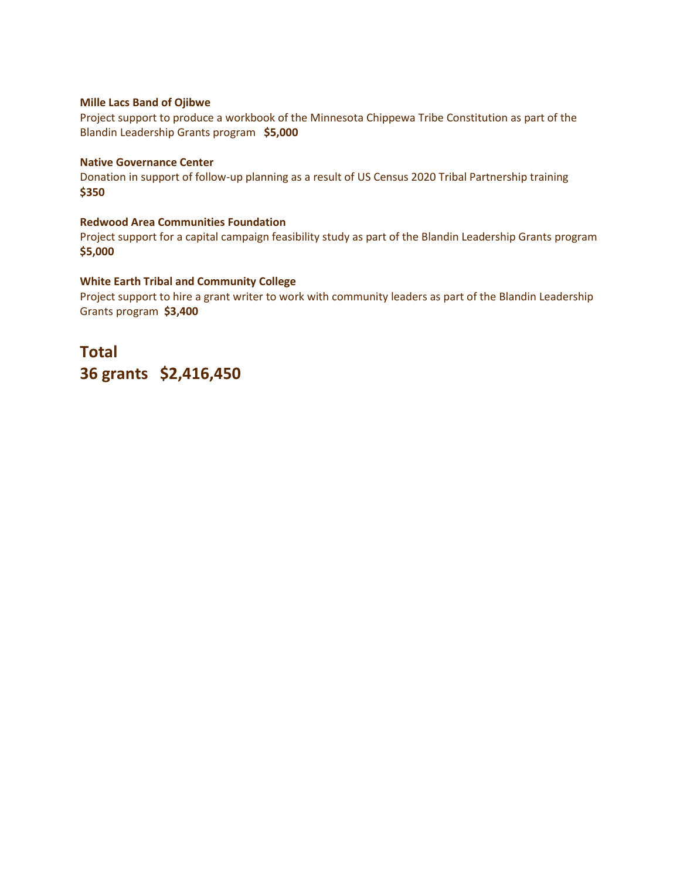**Mille Lacs Band of Ojibwe**
Project support to produce a workbook of the Minnesota Chippewa Tribe Constitution as part of the Blandin Leadership Grants program **$5,000**

**Native Governance Center**
Donation in support of follow-up planning as a result of US Census 2020 Tribal Partnership training
**$350**

**Redwood Area Communities Foundation**
Project support for a capital campaign feasibility study as part of the Blandin Leadership Grants program
**$5,000**

**White Earth Tribal and Community College**
Project support to hire a grant writer to work with community leaders as part of the Blandin Leadership Grants program **$3,400**

## Total
## 36 grants $2,416,450